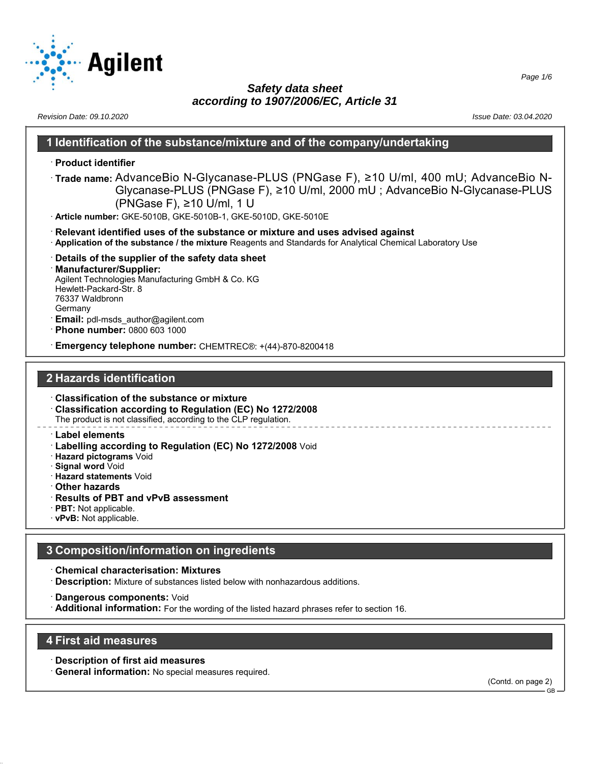# Safety data sheet
## according to 1907/2006/EC, Article 31

Revision Date: 09.10.2020 Issue Date: 03.04.2020

## 1 Identification of the substance/mixture and of the company/undertaking

· **Product identifier**

· **Trade name:** AdvanceBio N-Glycanase-PLUS (PNGase F), ≥10 U/ml, 400 mU; AdvanceBio N-Glycanase-PLUS (PNGase F), ≥10 U/ml, 2000 mU ; AdvanceBio N-Glycanase-PLUS (PNGase F), ≥10 U/ml, 1 U

· **Article number:** GKE-5010B, GKE-5010B-1, GKE-5010D, GKE-5010E

· **Relevant identified uses of the substance or mixture and uses advised against**

· **Application of the substance / the mixture** Reagents and Standards for Analytical Chemical Laboratory Use

· **Details of the supplier of the safety data sheet**

· **Manufacturer/Supplier:**
Agilent Technologies Manufacturing GmbH & Co. KG
Hewlett-Packard-Str. 8
76337 Waldbronn
Germany

· **Email:** pdl-msds_author@agilent.com

· **Phone number:** 0800 603 1000

· **Emergency telephone number:** CHEMTREC®: +(44)-870-8200418

## 2 Hazards identification

· **Classification of the substance or mixture**

· **Classification according to Regulation (EC) No 1272/2008**
The product is not classified, according to the CLP regulation.

· **Label elements**

· **Labelling according to Regulation (EC) No 1272/2008** Void

· **Hazard pictograms** Void

· **Signal word** Void

· **Hazard statements** Void

· **Other hazards**

· **Results of PBT and vPvB assessment**

· **PBT:** Not applicable.

· **vPvB:** Not applicable.

## 3 Composition/information on ingredients

· **Chemical characterisation: Mixtures**

· **Description:** Mixture of substances listed below with nonhazardous additions.

· **Dangerous components:** Void

· **Additional information:** For the wording of the listed hazard phrases refer to section 16.

## 4 First aid measures

· **Description of first aid measures**

· **General information:** No special measures required.

(Contd. on page 2)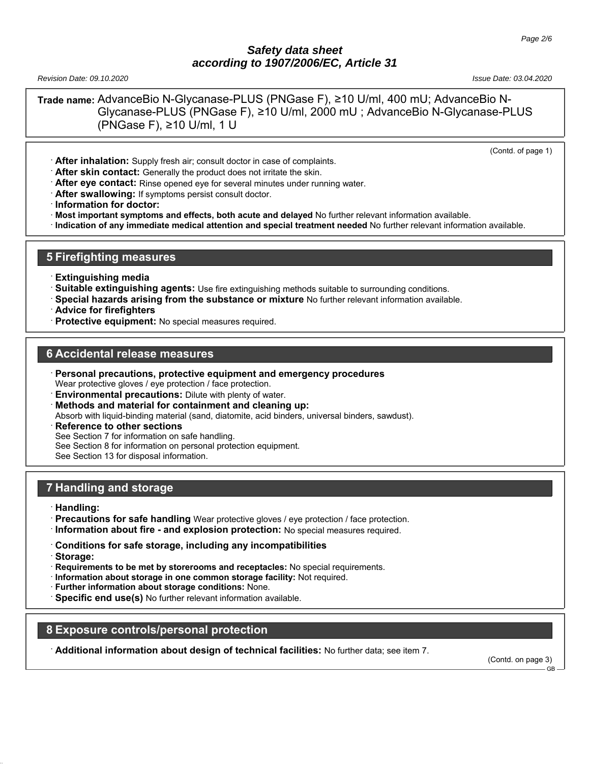**Trade name:** AdvanceBio N-Glycanase-PLUS (PNGase F), ≥10 U/ml, 400 mU; AdvanceBio N-Glycanase-PLUS (PNGase F), ≥10 U/ml, 2000 mU ; AdvanceBio N-Glycanase-PLUS (PNGase F), ≥10 U/ml, 1 U

(Contd. of page 1)

- **After inhalation:** Supply fresh air; consult doctor in case of complaints.
- **After skin contact:** Generally the product does not irritate the skin.
- **After eye contact:** Rinse opened eye for several minutes under running water.
- **After swallowing:** If symptoms persist consult doctor.
- **Information for doctor:**
- **Most important symptoms and effects, both acute and delayed** No further relevant information available.
- **Indication of any immediate medical attention and special treatment needed** No further relevant information available.

## 5 Firefighting measures

- **Extinguishing media**
- **Suitable extinguishing agents:** Use fire extinguishing methods suitable to surrounding conditions.
- **Special hazards arising from the substance or mixture** No further relevant information available.
- **Advice for firefighters**
- **Protective equipment:** No special measures required.

## 6 Accidental release measures

- **Personal precautions, protective equipment and emergency procedures**
  Wear protective gloves / eye protection / face protection.
- **Environmental precautions:** Dilute with plenty of water.
- **Methods and material for containment and cleaning up:**
  Absorb with liquid-binding material (sand, diatomite, acid binders, universal binders, sawdust).
- **Reference to other sections**
  See Section 7 for information on safe handling.
  See Section 8 for information on personal protection equipment.
  See Section 13 for disposal information.

## 7 Handling and storage

- **Handling:**
- **Precautions for safe handling** Wear protective gloves / eye protection / face protection.
- **Information about fire - and explosion protection:** No special measures required.
- **Conditions for safe storage, including any incompatibilities**
- **Storage:**
- **Requirements to be met by storerooms and receptacles:** No special requirements.
- **Information about storage in one common storage facility:** Not required.
- **Further information about storage conditions:** None.
- **Specific end use(s)** No further relevant information available.

## 8 Exposure controls/personal protection

- **Additional information about design of technical facilities:** No further data; see item 7.

(Contd. on page 3)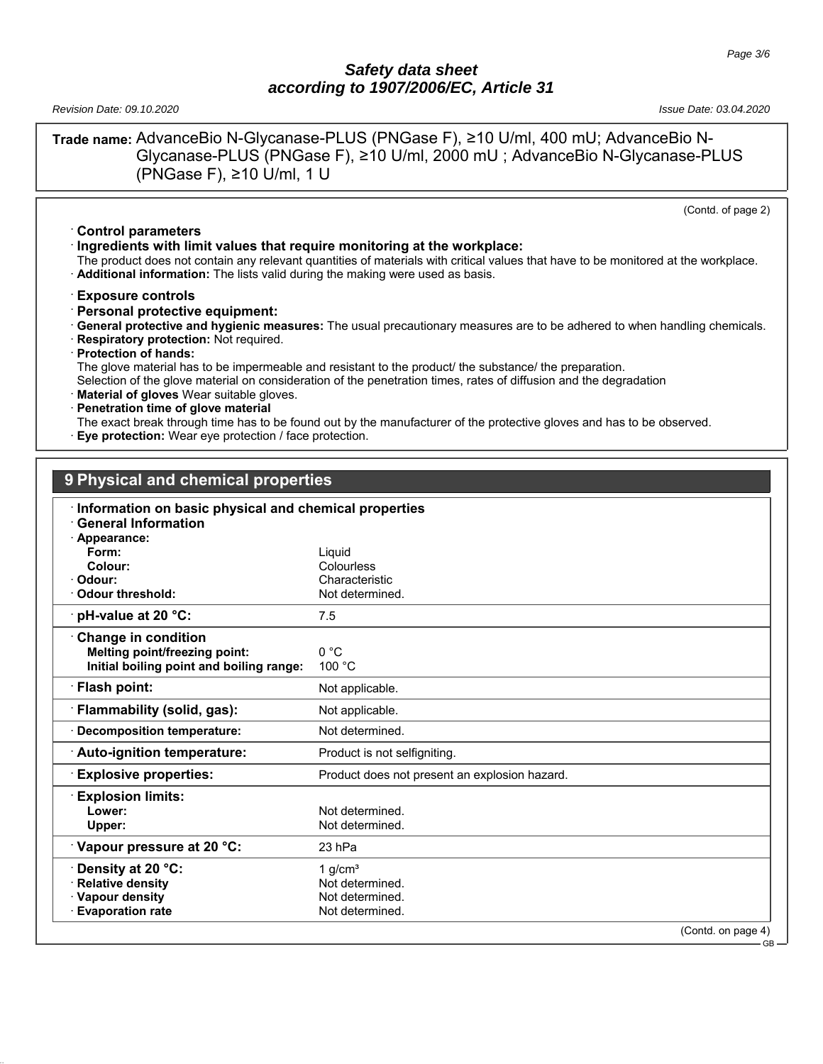**Trade name:** AdvanceBio N-Glycanase-PLUS (PNGase F), ≥10 U/ml, 400 mU; AdvanceBio N-Glycanase-PLUS (PNGase F), ≥10 U/ml, 2000 mU ; AdvanceBio N-Glycanase-PLUS (PNGase F), ≥10 U/ml, 1 U

(Contd. of page 2)

· **Control parameters**

· **Ingredients with limit values that require monitoring at the workplace:**
The product does not contain any relevant quantities of materials with critical values that have to be monitored at the workplace.

· **Additional information:** The lists valid during the making were used as basis.

· **Exposure controls**

· **Personal protective equipment:**

· **General protective and hygienic measures:** The usual precautionary measures are to be adhered to when handling chemicals.

· **Respiratory protection:** Not required.

· **Protection of hands:**
The glove material has to be impermeable and resistant to the product/ the substance/ the preparation.
Selection of the glove material on consideration of the penetration times, rates of diffusion and the degradation

· **Material of gloves** Wear suitable gloves.

· **Penetration time of glove material**
The exact break through time has to be found out by the manufacturer of the protective gloves and has to be observed.

· **Eye protection:** Wear eye protection / face protection.

## 9 Physical and chemical properties

· **Information on basic physical and chemical properties**

· **General Information**

| | |
|---|---|
| · **Appearance:** | |
| **Form:** | Liquid |
| **Colour:** | Colourless |
| · **Odour:** | Characteristic |
| · **Odour threshold:** | Not determined. |
| · **pH-value at 20 °C:** | 7.5 |
| · **Change in condition** | |
| **Melting point/freezing point:** | 0 °C |
| **Initial boiling point and boiling range:** | 100 °C |
| · **Flash point:** | Not applicable. |
| · **Flammability (solid, gas):** | Not applicable. |
| · **Decomposition temperature:** | Not determined. |
| · **Auto-ignition temperature:** | Product is not selfigniting. |
| · **Explosive properties:** | Product does not present an explosion hazard. |
| · **Explosion limits:** | |
| **Lower:** | Not determined. |
| **Upper:** | Not determined. |
| · **Vapour pressure at 20 °C:** | 23 hPa |
| · **Density at 20 °C:** | 1 g/cm³ |
| · **Relative density** | Not determined. |
| · **Vapour density** | Not determined. |
| · **Evaporation rate** | Not determined. |

(Contd. on page 4)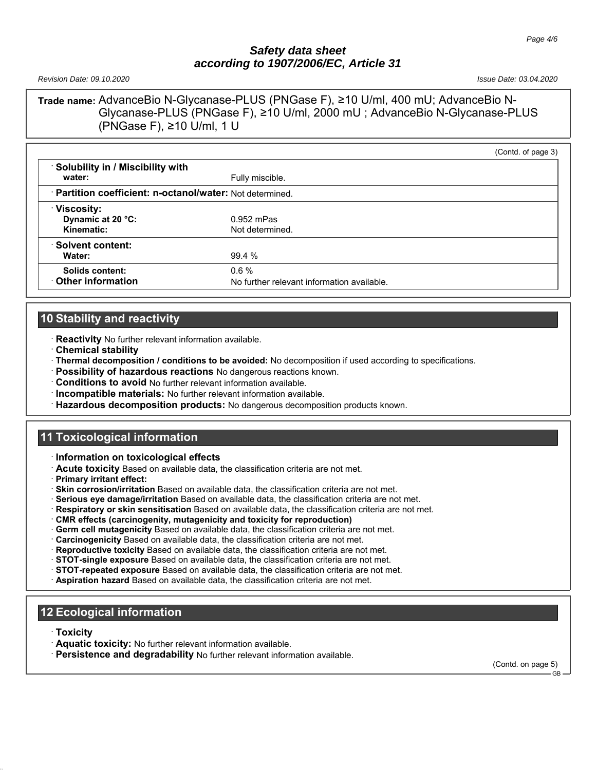**Trade name:** AdvanceBio N-Glycanase-PLUS (PNGase F), ≥10 U/ml, 400 mU; AdvanceBio N-Glycanase-PLUS (PNGase F), ≥10 U/ml, 2000 mU ; AdvanceBio N-Glycanase-PLUS (PNGase F), ≥10 U/ml, 1 U

(Contd. of page 3)

| | |
|---|---|
| · **Solubility in / Miscibility with water:** | Fully miscible. |
| · **Partition coefficient: n-octanol/water:** | Not determined. |
| · **Viscosity:** | |
| **Dynamic at 20 °C:** | 0.952 mPas |
| **Kinematic:** | Not determined. |
| · **Solvent content:** | |
| **Water:** | 99.4 % |
| **Solids content:** | 0.6 % |
| · **Other information** | No further relevant information available. |

## 10 Stability and reactivity

· **Reactivity** No further relevant information available.
· **Chemical stability**
· **Thermal decomposition / conditions to be avoided:** No decomposition if used according to specifications.
· **Possibility of hazardous reactions** No dangerous reactions known.
· **Conditions to avoid** No further relevant information available.
· **Incompatible materials:** No further relevant information available.
· **Hazardous decomposition products:** No dangerous decomposition products known.

## 11 Toxicological information

· **Information on toxicological effects**
· **Acute toxicity** Based on available data, the classification criteria are not met.
· **Primary irritant effect:**
· **Skin corrosion/irritation** Based on available data, the classification criteria are not met.
· **Serious eye damage/irritation** Based on available data, the classification criteria are not met.
· **Respiratory or skin sensitisation** Based on available data, the classification criteria are not met.
· **CMR effects (carcinogenity, mutagenicity and toxicity for reproduction)**
· **Germ cell mutagenicity** Based on available data, the classification criteria are not met.
· **Carcinogenicity** Based on available data, the classification criteria are not met.
· **Reproductive toxicity** Based on available data, the classification criteria are not met.
· **STOT-single exposure** Based on available data, the classification criteria are not met.
· **STOT-repeated exposure** Based on available data, the classification criteria are not met.
· **Aspiration hazard** Based on available data, the classification criteria are not met.

## 12 Ecological information

· **Toxicity**
· **Aquatic toxicity:** No further relevant information available.
· **Persistence and degradability** No further relevant information available.

(Contd. on page 5)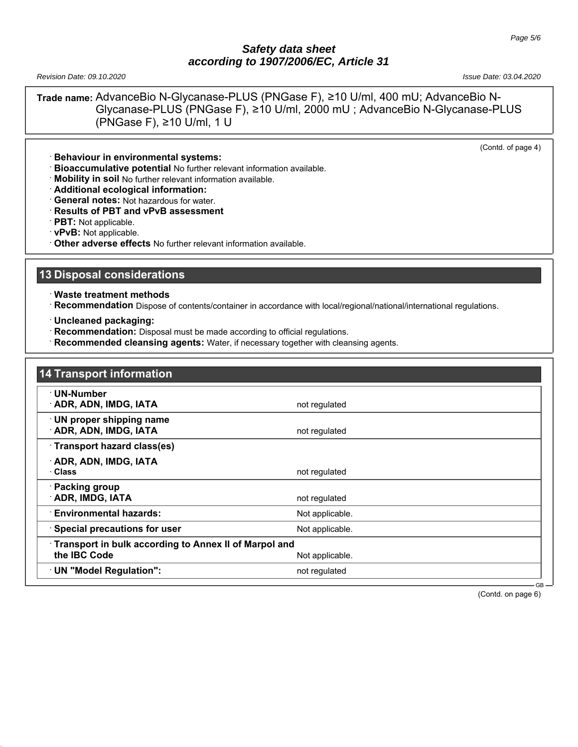**Trade name:** AdvanceBio N-Glycanase-PLUS (PNGase F), ≥10 U/ml, 400 mU; AdvanceBio N-Glycanase-PLUS (PNGase F), ≥10 U/ml, 2000 mU ; AdvanceBio N-Glycanase-PLUS (PNGase F), ≥10 U/ml, 1 U

(Contd. of page 4)

· **Behaviour in environmental systems:**
· **Bioaccumulative potential** No further relevant information available.
· **Mobility in soil** No further relevant information available.
· **Additional ecological information:**
· **General notes:** Not hazardous for water.
· **Results of PBT and vPvB assessment**
· **PBT:** Not applicable.
· **vPvB:** Not applicable.
· **Other adverse effects** No further relevant information available.

## 13 Disposal considerations

· **Waste treatment methods**
· **Recommendation** Dispose of contents/container in accordance with local/regional/national/international regulations.

· **Uncleaned packaging:**
· **Recommendation:** Disposal must be made according to official regulations.
· **Recommended cleansing agents:** Water, if necessary together with cleansing agents.

## 14 Transport information

| | |
|---|---|
| · **UN-Number**<br>· **ADR, ADN, IMDG, IATA** | not regulated |
| · **UN proper shipping name**<br>· **ADR, ADN, IMDG, IATA** | not regulated |
| · **Transport hazard class(es)**<br>· **ADR, ADN, IMDG, IATA**<br>· **Class** | not regulated |
| · **Packing group**<br>· **ADR, IMDG, IATA** | not regulated |
| · **Environmental hazards:** | Not applicable. |
| · **Special precautions for user** | Not applicable. |
| · **Transport in bulk according to Annex II of Marpol and the IBC Code** | Not applicable. |
| · **UN "Model Regulation":** | not regulated |

(Contd. on page 6)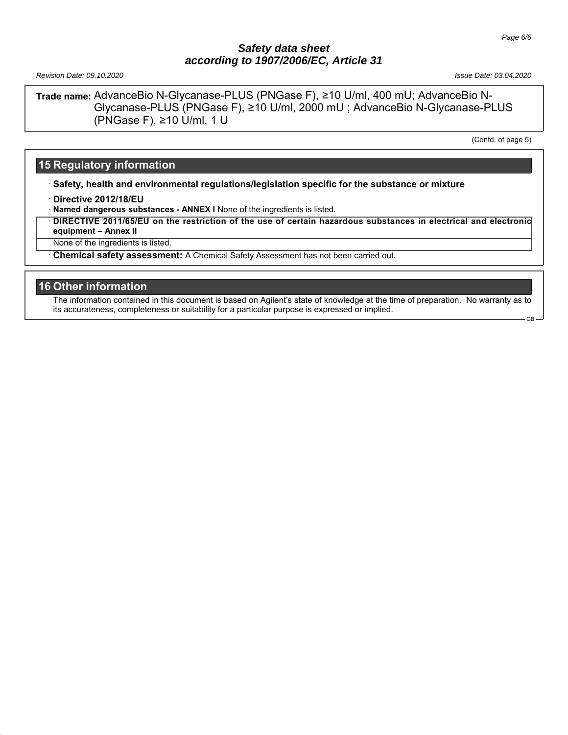**Trade name:** AdvanceBio N-Glycanase-PLUS (PNGase F), ≥10 U/ml, 400 mU; AdvanceBio N-Glycanase-PLUS (PNGase F), ≥10 U/ml, 2000 mU ; AdvanceBio N-Glycanase-PLUS (PNGase F), ≥10 U/ml, 1 U

(Contd. of page 5)

## 15 Regulatory information

· **Safety, health and environmental regulations/legislation specific for the substance or mixture**

· **Directive 2012/18/EU**

· **Named dangerous substances - ANNEX I** None of the ingredients is listed.

· **DIRECTIVE 2011/65/EU on the restriction of the use of certain hazardous substances in electrical and electronic equipment – Annex II**

None of the ingredients is listed.

· **Chemical safety assessment:** A Chemical Safety Assessment has not been carried out.

## 16 Other information

The information contained in this document is based on Agilent's state of knowledge at the time of preparation. No warranty as to its accurateness, completeness or suitability for a particular purpose is expressed or implied.